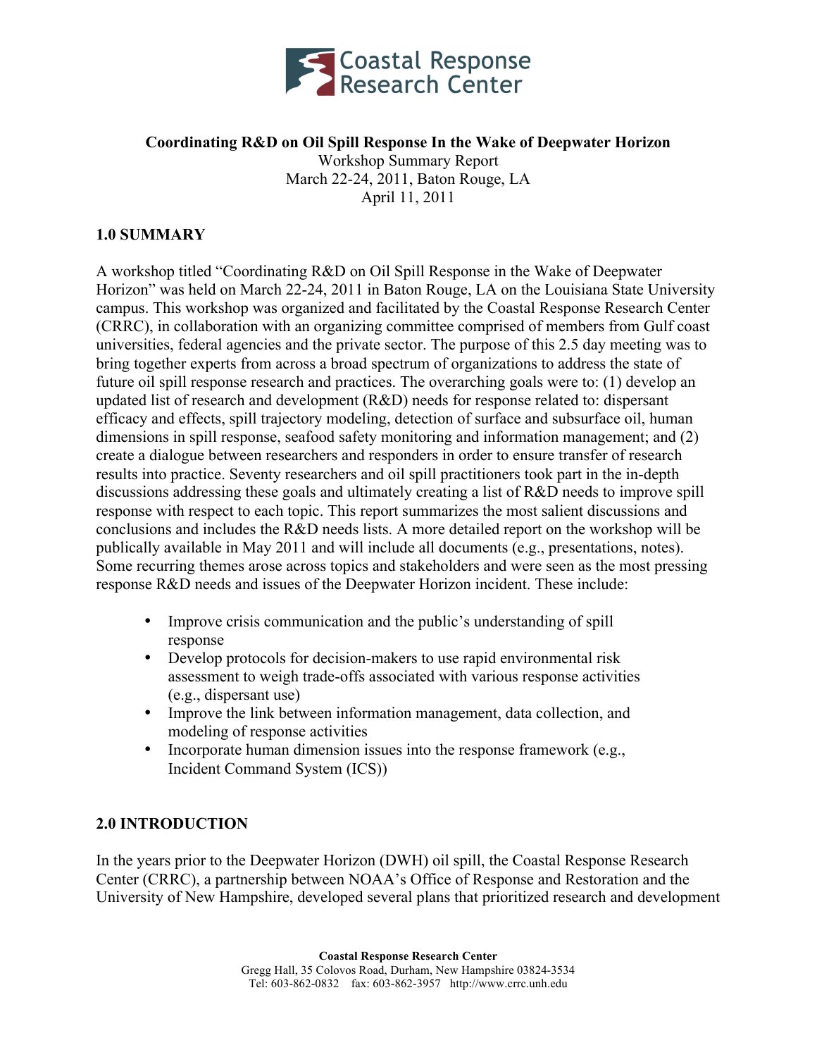**Coordinating R&D on Oil Spill Response In the Wake of Deepwater Horizon**

Workshop Summary Report
March 22-24, 2011, Baton Rouge, LA
April 11, 2011

## 1.0 SUMMARY

A workshop titled "Coordinating R&D on Oil Spill Response in the Wake of Deepwater Horizon" was held on March 22-24, 2011 in Baton Rouge, LA on the Louisiana State University campus. This workshop was organized and facilitated by the Coastal Response Research Center (CRRC), in collaboration with an organizing committee comprised of members from Gulf coast universities, federal agencies and the private sector. The purpose of this 2.5 day meeting was to bring together experts from across a broad spectrum of organizations to address the state of future oil spill response research and practices. The overarching goals were to: (1) develop an updated list of research and development (R&D) needs for response related to: dispersant efficacy and effects, spill trajectory modeling, detection of surface and subsurface oil, human dimensions in spill response, seafood safety monitoring and information management; and (2) create a dialogue between researchers and responders in order to ensure transfer of research results into practice. Seventy researchers and oil spill practitioners took part in the in-depth discussions addressing these goals and ultimately creating a list of R&D needs to improve spill response with respect to each topic. This report summarizes the most salient discussions and conclusions and includes the R&D needs lists. A more detailed report on the workshop will be publically available in May 2011 and will include all documents (e.g., presentations, notes). Some recurring themes arose across topics and stakeholders and were seen as the most pressing response R&D needs and issues of the Deepwater Horizon incident. These include:

- Improve crisis communication and the public's understanding of spill response
- Develop protocols for decision-makers to use rapid environmental risk assessment to weigh trade-offs associated with various response activities (e.g., dispersant use)
- Improve the link between information management, data collection, and modeling of response activities
- Incorporate human dimension issues into the response framework (e.g., Incident Command System (ICS))

## 2.0 INTRODUCTION

In the years prior to the Deepwater Horizon (DWH) oil spill, the Coastal Response Research Center (CRRC), a partnership between NOAA's Office of Response and Restoration and the University of New Hampshire, developed several plans that prioritized research and development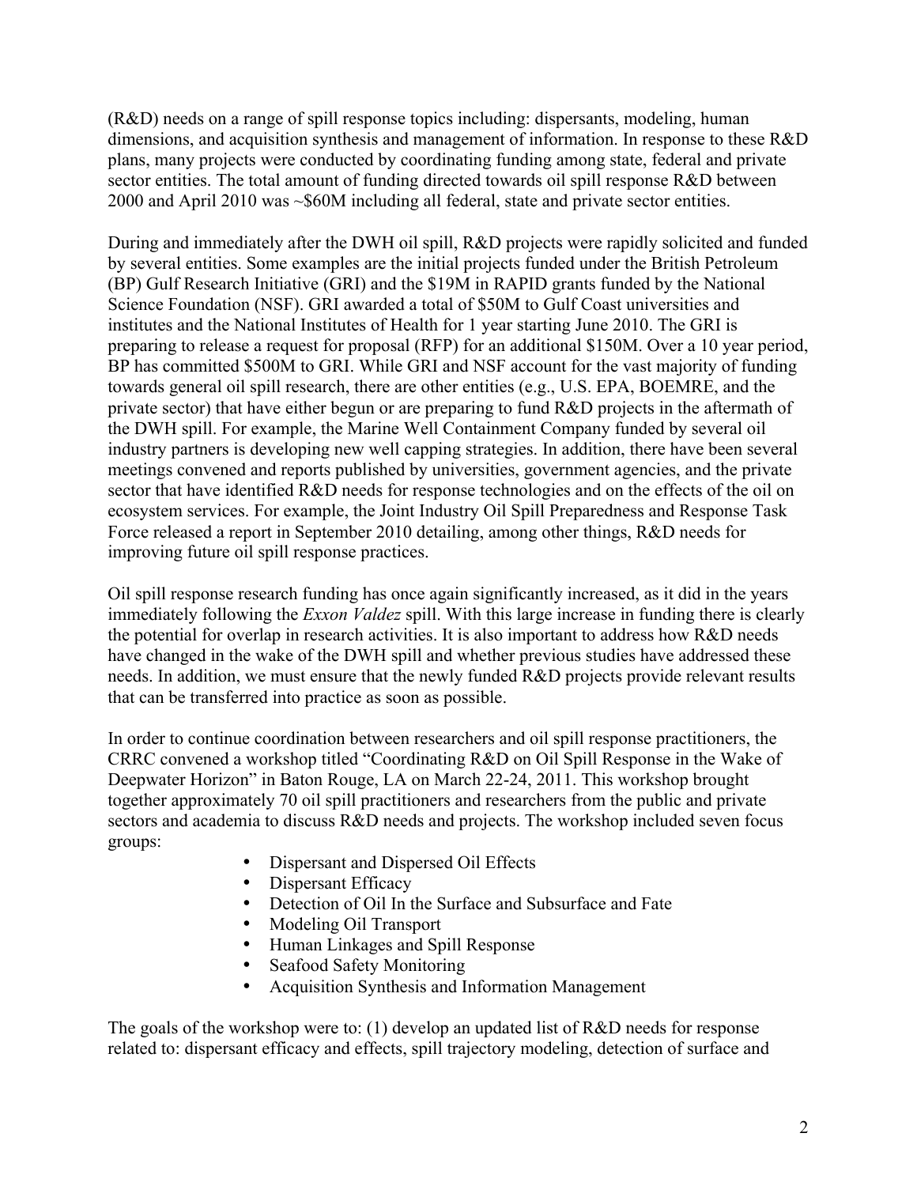(R&D) needs on a range of spill response topics including: dispersants, modeling, human dimensions, and acquisition synthesis and management of information. In response to these R&D plans, many projects were conducted by coordinating funding among state, federal and private sector entities. The total amount of funding directed towards oil spill response R&D between 2000 and April 2010 was ~$60M including all federal, state and private sector entities.

During and immediately after the DWH oil spill, R&D projects were rapidly solicited and funded by several entities. Some examples are the initial projects funded under the British Petroleum (BP) Gulf Research Initiative (GRI) and the $19M in RAPID grants funded by the National Science Foundation (NSF). GRI awarded a total of $50M to Gulf Coast universities and institutes and the National Institutes of Health for 1 year starting June 2010. The GRI is preparing to release a request for proposal (RFP) for an additional $150M. Over a 10 year period, BP has committed $500M to GRI. While GRI and NSF account for the vast majority of funding towards general oil spill research, there are other entities (e.g., U.S. EPA, BOEMRE, and the private sector) that have either begun or are preparing to fund R&D projects in the aftermath of the DWH spill. For example, the Marine Well Containment Company funded by several oil industry partners is developing new well capping strategies. In addition, there have been several meetings convened and reports published by universities, government agencies, and the private sector that have identified R&D needs for response technologies and on the effects of the oil on ecosystem services. For example, the Joint Industry Oil Spill Preparedness and Response Task Force released a report in September 2010 detailing, among other things, R&D needs for improving future oil spill response practices.

Oil spill response research funding has once again significantly increased, as it did in the years immediately following the *Exxon Valdez* spill. With this large increase in funding there is clearly the potential for overlap in research activities. It is also important to address how R&D needs have changed in the wake of the DWH spill and whether previous studies have addressed these needs. In addition, we must ensure that the newly funded R&D projects provide relevant results that can be transferred into practice as soon as possible.

In order to continue coordination between researchers and oil spill response practitioners, the CRRC convened a workshop titled "Coordinating R&D on Oil Spill Response in the Wake of Deepwater Horizon" in Baton Rouge, LA on March 22-24, 2011. This workshop brought together approximately 70 oil spill practitioners and researchers from the public and private sectors and academia to discuss R&D needs and projects. The workshop included seven focus groups:

- Dispersant and Dispersed Oil Effects
- Dispersant Efficacy
- Detection of Oil In the Surface and Subsurface and Fate
- Modeling Oil Transport
- Human Linkages and Spill Response
- Seafood Safety Monitoring
- Acquisition Synthesis and Information Management

The goals of the workshop were to: (1) develop an updated list of R&D needs for response related to: dispersant efficacy and effects, spill trajectory modeling, detection of surface and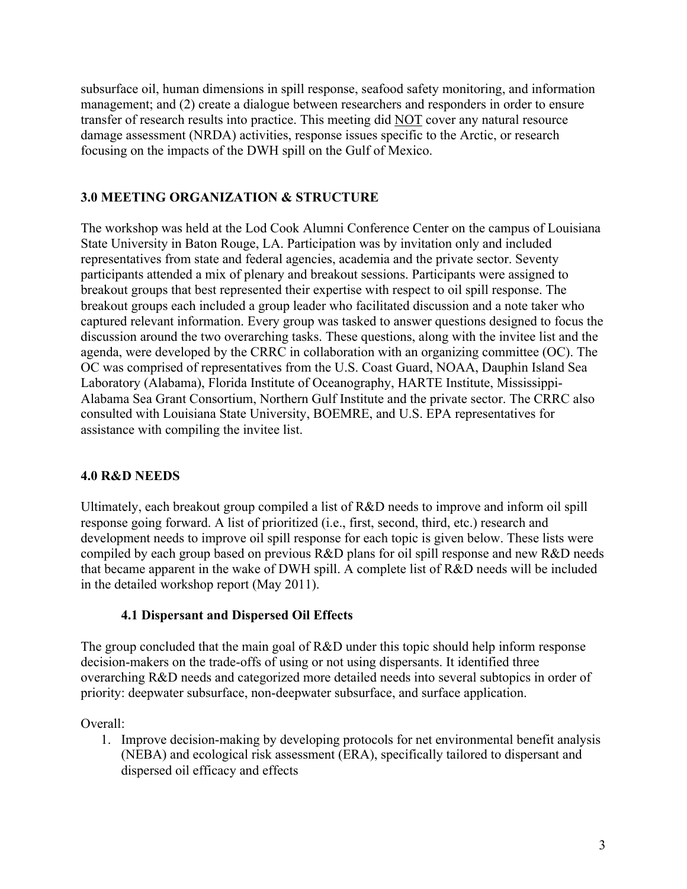subsurface oil, human dimensions in spill response, seafood safety monitoring, and information management; and (2) create a dialogue between researchers and responders in order to ensure transfer of research results into practice. This meeting did <u>NOT</u> cover any natural resource damage assessment (NRDA) activities, response issues specific to the Arctic, or research focusing on the impacts of the DWH spill on the Gulf of Mexico.

## 3.0 MEETING ORGANIZATION & STRUCTURE

The workshop was held at the Lod Cook Alumni Conference Center on the campus of Louisiana State University in Baton Rouge, LA. Participation was by invitation only and included representatives from state and federal agencies, academia and the private sector. Seventy participants attended a mix of plenary and breakout sessions. Participants were assigned to breakout groups that best represented their expertise with respect to oil spill response. The breakout groups each included a group leader who facilitated discussion and a note taker who captured relevant information. Every group was tasked to answer questions designed to focus the discussion around the two overarching tasks. These questions, along with the invitee list and the agenda, were developed by the CRRC in collaboration with an organizing committee (OC). The OC was comprised of representatives from the U.S. Coast Guard, NOAA, Dauphin Island Sea Laboratory (Alabama), Florida Institute of Oceanography, HARTE Institute, Mississippi-Alabama Sea Grant Consortium, Northern Gulf Institute and the private sector. The CRRC also consulted with Louisiana State University, BOEMRE, and U.S. EPA representatives for assistance with compiling the invitee list.

## 4.0 R&D NEEDS

Ultimately, each breakout group compiled a list of R&D needs to improve and inform oil spill response going forward. A list of prioritized (i.e., first, second, third, etc.) research and development needs to improve oil spill response for each topic is given below. These lists were compiled by each group based on previous R&D plans for oil spill response and new R&D needs that became apparent in the wake of DWH spill. A complete list of R&D needs will be included in the detailed workshop report (May 2011).

### 4.1 Dispersant and Dispersed Oil Effects

The group concluded that the main goal of R&D under this topic should help inform response decision-makers on the trade-offs of using or not using dispersants. It identified three overarching R&D needs and categorized more detailed needs into several subtopics in order of priority: deepwater subsurface, non-deepwater subsurface, and surface application.

Overall:

1. Improve decision-making by developing protocols for net environmental benefit analysis (NEBA) and ecological risk assessment (ERA), specifically tailored to dispersant and dispersed oil efficacy and effects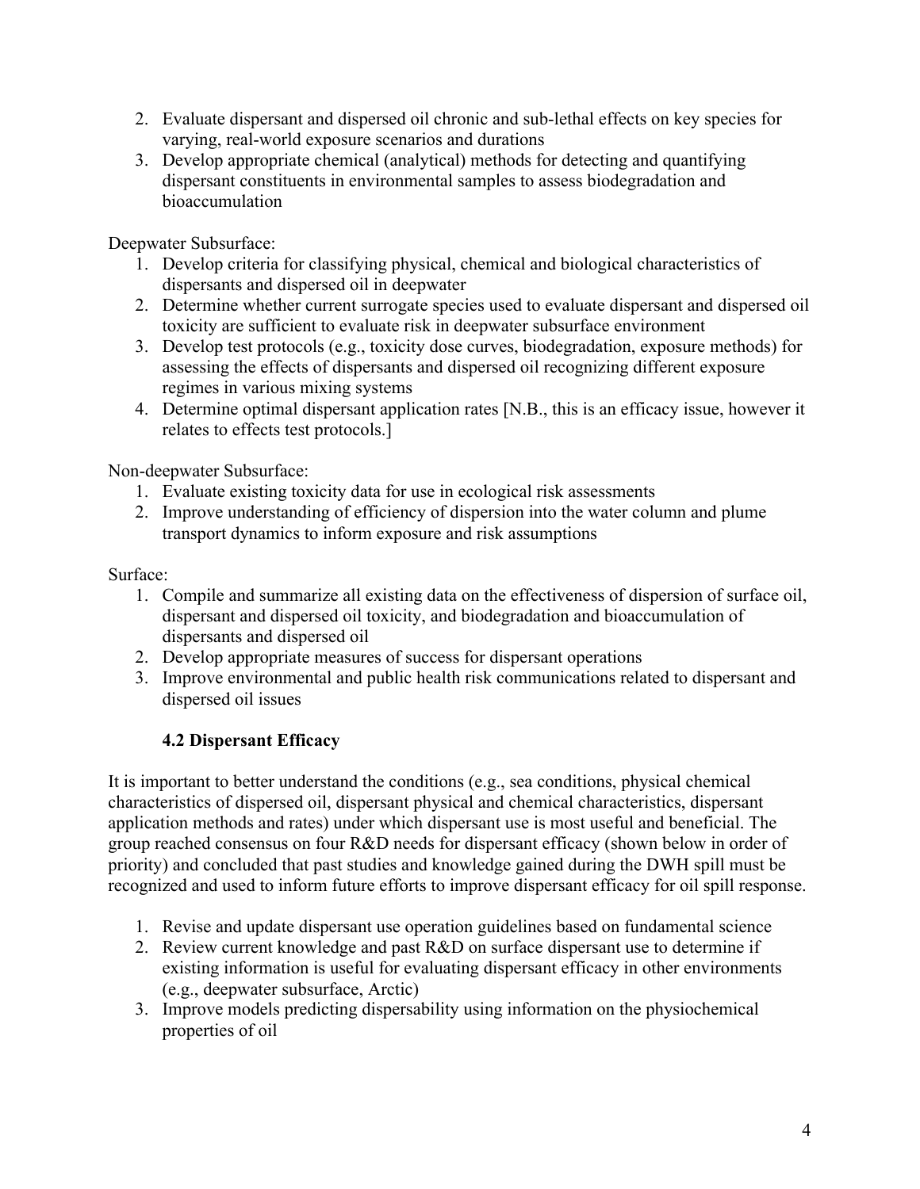2. Evaluate dispersant and dispersed oil chronic and sub-lethal effects on key species for varying, real-world exposure scenarios and durations
3. Develop appropriate chemical (analytical) methods for detecting and quantifying dispersant constituents in environmental samples to assess biodegradation and bioaccumulation

Deepwater Subsurface:

1. Develop criteria for classifying physical, chemical and biological characteristics of dispersants and dispersed oil in deepwater
2. Determine whether current surrogate species used to evaluate dispersant and dispersed oil toxicity are sufficient to evaluate risk in deepwater subsurface environment
3. Develop test protocols (e.g., toxicity dose curves, biodegradation, exposure methods) for assessing the effects of dispersants and dispersed oil recognizing different exposure regimes in various mixing systems
4. Determine optimal dispersant application rates [N.B., this is an efficacy issue, however it relates to effects test protocols.]

Non-deepwater Subsurface:

1. Evaluate existing toxicity data for use in ecological risk assessments
2. Improve understanding of efficiency of dispersion into the water column and plume transport dynamics to inform exposure and risk assumptions

Surface:

1. Compile and summarize all existing data on the effectiveness of dispersion of surface oil, dispersant and dispersed oil toxicity, and biodegradation and bioaccumulation of dispersants and dispersed oil
2. Develop appropriate measures of success for dispersant operations
3. Improve environmental and public health risk communications related to dispersant and dispersed oil issues

### 4.2 Dispersant Efficacy

It is important to better understand the conditions (e.g., sea conditions, physical chemical characteristics of dispersed oil, dispersant physical and chemical characteristics, dispersant application methods and rates) under which dispersant use is most useful and beneficial. The group reached consensus on four R&D needs for dispersant efficacy (shown below in order of priority) and concluded that past studies and knowledge gained during the DWH spill must be recognized and used to inform future efforts to improve dispersant efficacy for oil spill response.

1. Revise and update dispersant use operation guidelines based on fundamental science
2. Review current knowledge and past R&D on surface dispersant use to determine if existing information is useful for evaluating dispersant efficacy in other environments (e.g., deepwater subsurface, Arctic)
3. Improve models predicting dispersability using information on the physiochemical properties of oil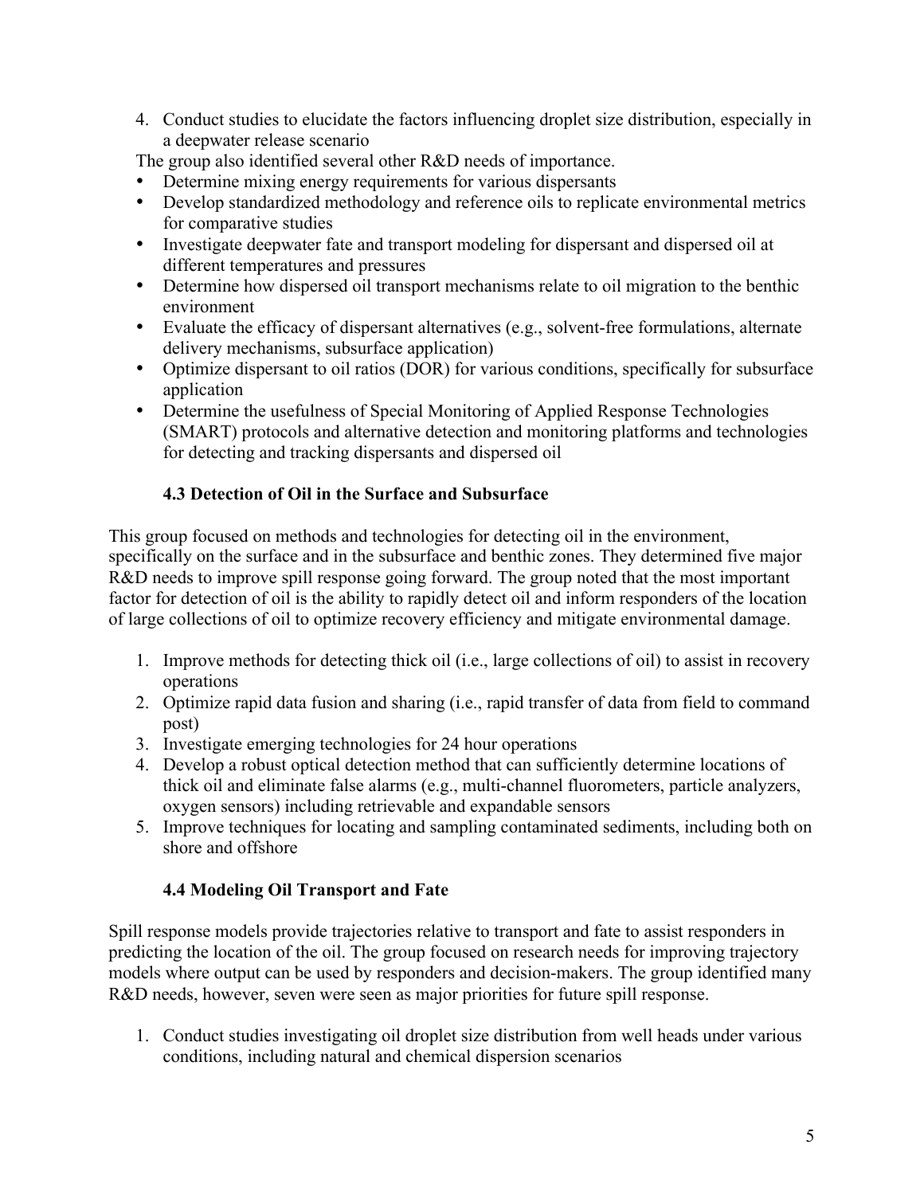4. Conduct studies to elucidate the factors influencing droplet size distribution, especially in a deepwater release scenario

The group also identified several other R&D needs of importance.

- Determine mixing energy requirements for various dispersants
- Develop standardized methodology and reference oils to replicate environmental metrics for comparative studies
- Investigate deepwater fate and transport modeling for dispersant and dispersed oil at different temperatures and pressures
- Determine how dispersed oil transport mechanisms relate to oil migration to the benthic environment
- Evaluate the efficacy of dispersant alternatives (e.g., solvent-free formulations, alternate delivery mechanisms, subsurface application)
- Optimize dispersant to oil ratios (DOR) for various conditions, specifically for subsurface application
- Determine the usefulness of Special Monitoring of Applied Response Technologies (SMART) protocols and alternative detection and monitoring platforms and technologies for detecting and tracking dispersants and dispersed oil

### 4.3 Detection of Oil in the Surface and Subsurface

This group focused on methods and technologies for detecting oil in the environment, specifically on the surface and in the subsurface and benthic zones. They determined five major R&D needs to improve spill response going forward. The group noted that the most important factor for detection of oil is the ability to rapidly detect oil and inform responders of the location of large collections of oil to optimize recovery efficiency and mitigate environmental damage.

1. Improve methods for detecting thick oil (i.e., large collections of oil) to assist in recovery operations
2. Optimize rapid data fusion and sharing (i.e., rapid transfer of data from field to command post)
3. Investigate emerging technologies for 24 hour operations
4. Develop a robust optical detection method that can sufficiently determine locations of thick oil and eliminate false alarms (e.g., multi-channel fluorometers, particle analyzers, oxygen sensors) including retrievable and expandable sensors
5. Improve techniques for locating and sampling contaminated sediments, including both on shore and offshore

### 4.4 Modeling Oil Transport and Fate

Spill response models provide trajectories relative to transport and fate to assist responders in predicting the location of the oil. The group focused on research needs for improving trajectory models where output can be used by responders and decision-makers. The group identified many R&D needs, however, seven were seen as major priorities for future spill response.

1. Conduct studies investigating oil droplet size distribution from well heads under various conditions, including natural and chemical dispersion scenarios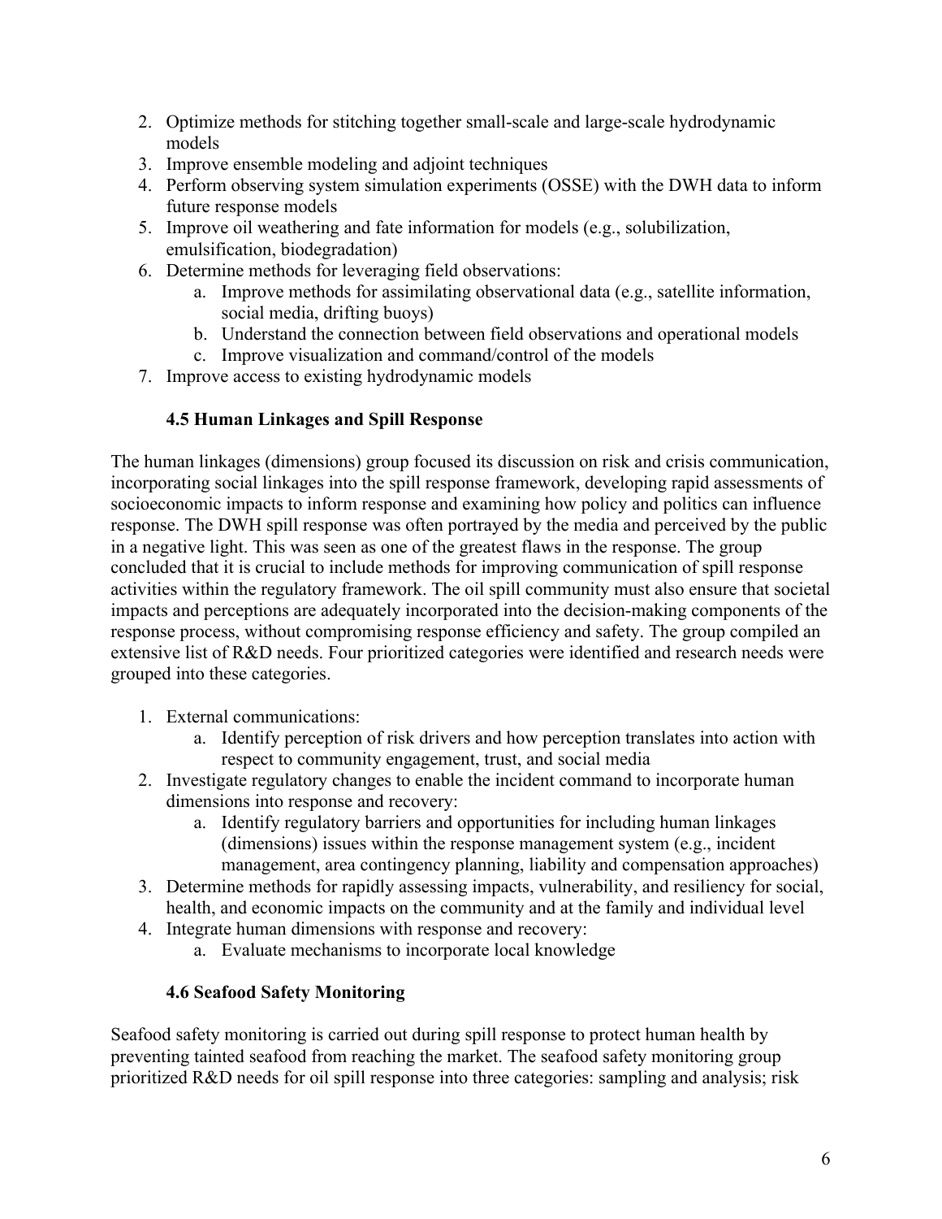2. Optimize methods for stitching together small-scale and large-scale hydrodynamic models
3. Improve ensemble modeling and adjoint techniques
4. Perform observing system simulation experiments (OSSE) with the DWH data to inform future response models
5. Improve oil weathering and fate information for models (e.g., solubilization, emulsification, biodegradation)
6. Determine methods for leveraging field observations:
    a. Improve methods for assimilating observational data (e.g., satellite information, social media, drifting buoys)
    b. Understand the connection between field observations and operational models
    c. Improve visualization and command/control of the models
7. Improve access to existing hydrodynamic models

### 4.5 Human Linkages and Spill Response

The human linkages (dimensions) group focused its discussion on risk and crisis communication, incorporating social linkages into the spill response framework, developing rapid assessments of socioeconomic impacts to inform response and examining how policy and politics can influence response. The DWH spill response was often portrayed by the media and perceived by the public in a negative light. This was seen as one of the greatest flaws in the response. The group concluded that it is crucial to include methods for improving communication of spill response activities within the regulatory framework. The oil spill community must also ensure that societal impacts and perceptions are adequately incorporated into the decision-making components of the response process, without compromising response efficiency and safety. The group compiled an extensive list of R&D needs. Four prioritized categories were identified and research needs were grouped into these categories.

1. External communications:
    a. Identify perception of risk drivers and how perception translates into action with respect to community engagement, trust, and social media
2. Investigate regulatory changes to enable the incident command to incorporate human dimensions into response and recovery:
    a. Identify regulatory barriers and opportunities for including human linkages (dimensions) issues within the response management system (e.g., incident management, area contingency planning, liability and compensation approaches)
3. Determine methods for rapidly assessing impacts, vulnerability, and resiliency for social, health, and economic impacts on the community and at the family and individual level
4. Integrate human dimensions with response and recovery:
    a. Evaluate mechanisms to incorporate local knowledge

### 4.6 Seafood Safety Monitoring

Seafood safety monitoring is carried out during spill response to protect human health by preventing tainted seafood from reaching the market. The seafood safety monitoring group prioritized R&D needs for oil spill response into three categories: sampling and analysis; risk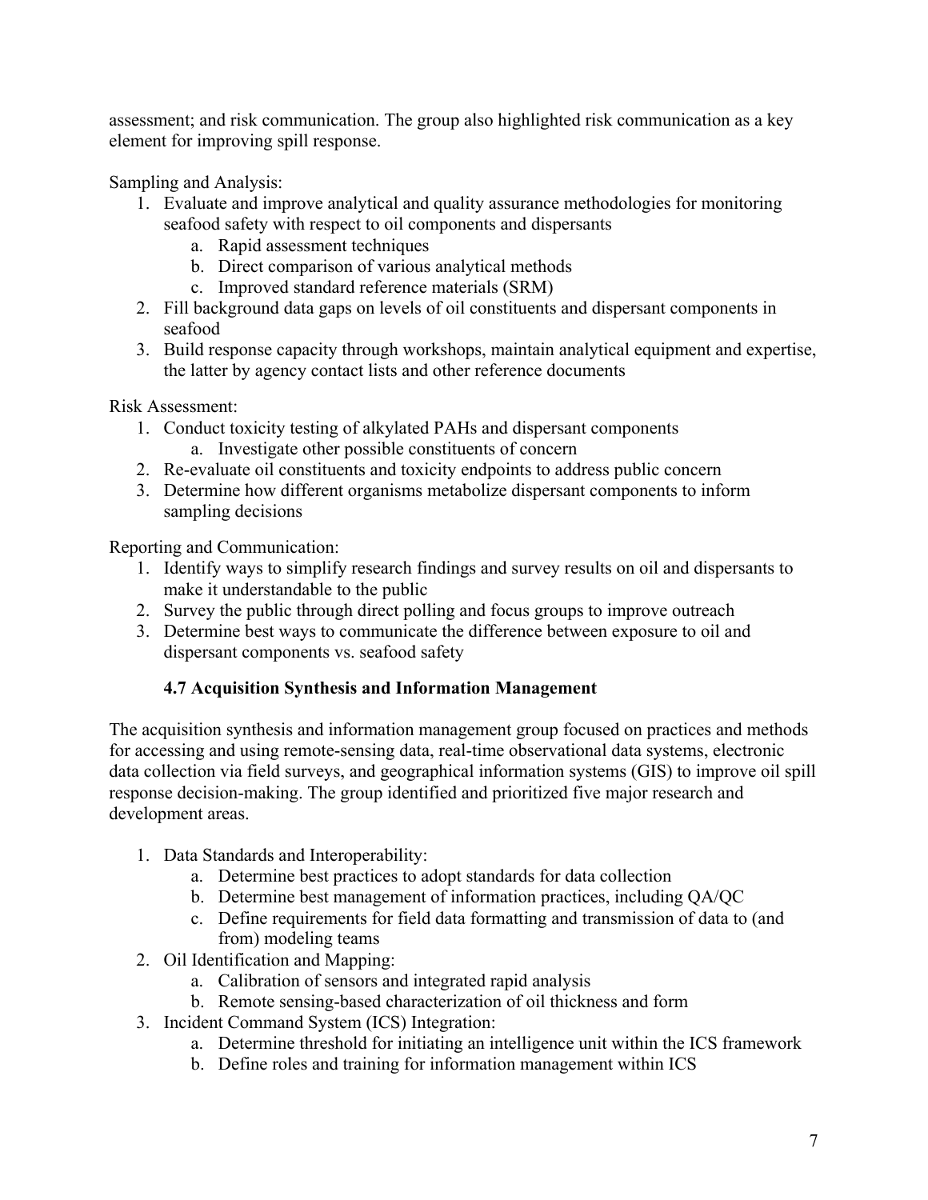assessment; and risk communication. The group also highlighted risk communication as a key element for improving spill response.

Sampling and Analysis:

1. Evaluate and improve analytical and quality assurance methodologies for monitoring seafood safety with respect to oil components and dispersants
    a. Rapid assessment techniques
    b. Direct comparison of various analytical methods
    c. Improved standard reference materials (SRM)
2. Fill background data gaps on levels of oil constituents and dispersant components in seafood
3. Build response capacity through workshops, maintain analytical equipment and expertise, the latter by agency contact lists and other reference documents

Risk Assessment:

1. Conduct toxicity testing of alkylated PAHs and dispersant components
    a. Investigate other possible constituents of concern
2. Re-evaluate oil constituents and toxicity endpoints to address public concern
3. Determine how different organisms metabolize dispersant components to inform sampling decisions

Reporting and Communication:

1. Identify ways to simplify research findings and survey results on oil and dispersants to make it understandable to the public
2. Survey the public through direct polling and focus groups to improve outreach
3. Determine best ways to communicate the difference between exposure to oil and dispersant components vs. seafood safety

### 4.7 Acquisition Synthesis and Information Management

The acquisition synthesis and information management group focused on practices and methods for accessing and using remote-sensing data, real-time observational data systems, electronic data collection via field surveys, and geographical information systems (GIS) to improve oil spill response decision-making. The group identified and prioritized five major research and development areas.

1. Data Standards and Interoperability:
    a. Determine best practices to adopt standards for data collection
    b. Determine best management of information practices, including QA/QC
    c. Define requirements for field data formatting and transmission of data to (and from) modeling teams
2. Oil Identification and Mapping:
    a. Calibration of sensors and integrated rapid analysis
    b. Remote sensing-based characterization of oil thickness and form
3. Incident Command System (ICS) Integration:
    a. Determine threshold for initiating an intelligence unit within the ICS framework
    b. Define roles and training for information management within ICS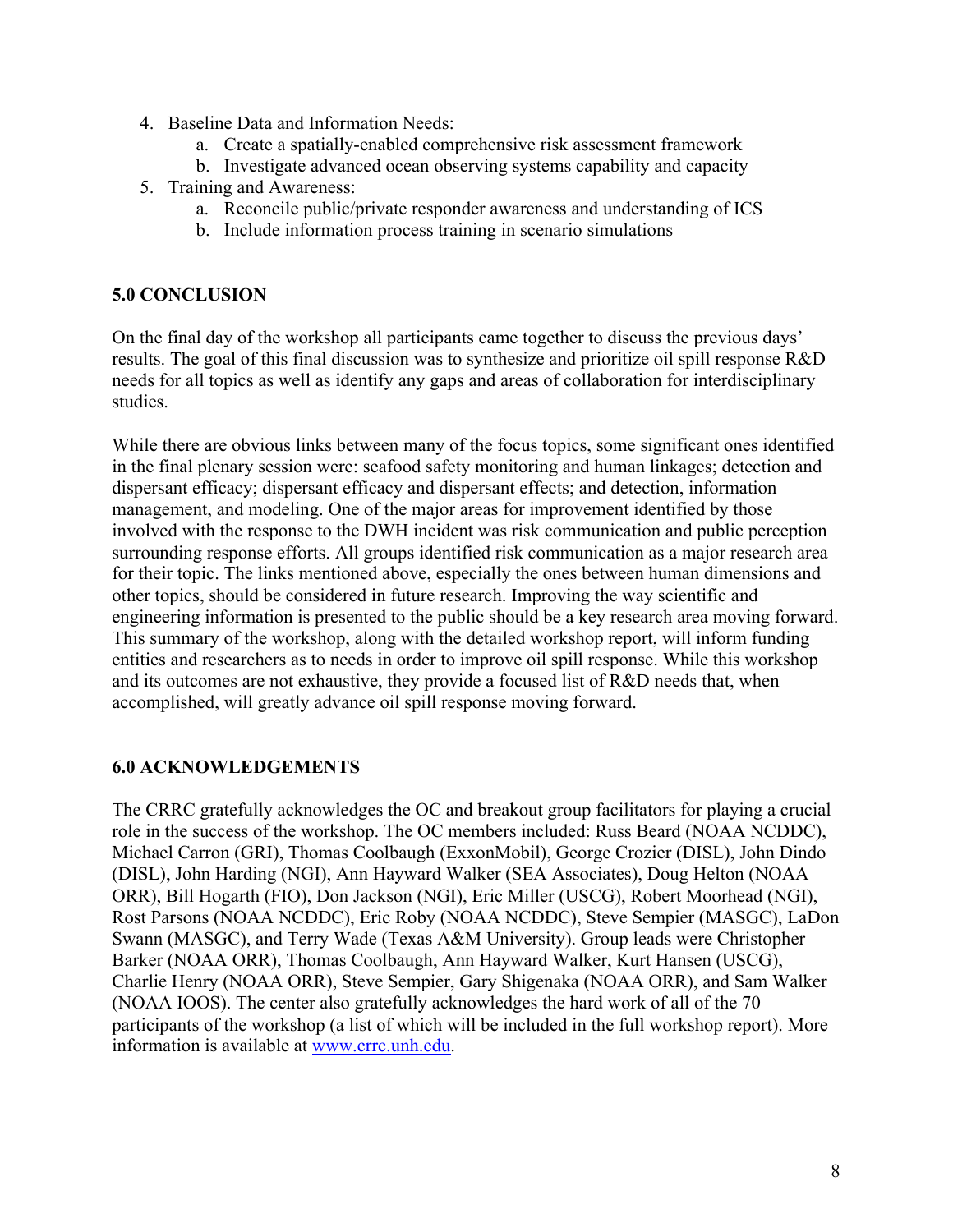4. Baseline Data and Information Needs:
    a. Create a spatially-enabled comprehensive risk assessment framework
    b. Investigate advanced ocean observing systems capability and capacity
5. Training and Awareness:
    a. Reconcile public/private responder awareness and understanding of ICS
    b. Include information process training in scenario simulations

## 5.0 CONCLUSION

On the final day of the workshop all participants came together to discuss the previous days' results. The goal of this final discussion was to synthesize and prioritize oil spill response R&D needs for all topics as well as identify any gaps and areas of collaboration for interdisciplinary studies.

While there are obvious links between many of the focus topics, some significant ones identified in the final plenary session were: seafood safety monitoring and human linkages; detection and dispersant efficacy; dispersant efficacy and dispersant effects; and detection, information management, and modeling. One of the major areas for improvement identified by those involved with the response to the DWH incident was risk communication and public perception surrounding response efforts. All groups identified risk communication as a major research area for their topic. The links mentioned above, especially the ones between human dimensions and other topics, should be considered in future research. Improving the way scientific and engineering information is presented to the public should be a key research area moving forward. This summary of the workshop, along with the detailed workshop report, will inform funding entities and researchers as to needs in order to improve oil spill response. While this workshop and its outcomes are not exhaustive, they provide a focused list of R&D needs that, when accomplished, will greatly advance oil spill response moving forward.

## 6.0 ACKNOWLEDGEMENTS

The CRRC gratefully acknowledges the OC and breakout group facilitators for playing a crucial role in the success of the workshop. The OC members included: Russ Beard (NOAA NCDDC), Michael Carron (GRI), Thomas Coolbaugh (ExxonMobil), George Crozier (DISL), John Dindo (DISL), John Harding (NGI), Ann Hayward Walker (SEA Associates), Doug Helton (NOAA ORR), Bill Hogarth (FIO), Don Jackson (NGI), Eric Miller (USCG), Robert Moorhead (NGI), Rost Parsons (NOAA NCDDC), Eric Roby (NOAA NCDDC), Steve Sempier (MASGC), LaDon Swann (MASGC), and Terry Wade (Texas A&M University). Group leads were Christopher Barker (NOAA ORR), Thomas Coolbaugh, Ann Hayward Walker, Kurt Hansen (USCG), Charlie Henry (NOAA ORR), Steve Sempier, Gary Shigenaka (NOAA ORR), and Sam Walker (NOAA IOOS). The center also gratefully acknowledges the hard work of all of the 70 participants of the workshop (a list of which will be included in the full workshop report). More information is available at www.crrc.unh.edu.